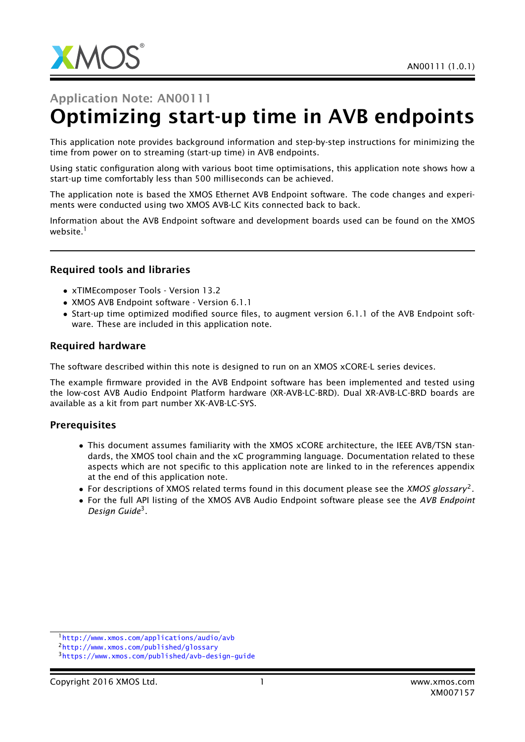## Application Note: AN00111

# Optimizing start-up time in AVB endpoints

This application note provides background information and step-by-step instructions for minimizing the time from power on to streaming (start-up time) in AVB endpoints.

Using static configuration along with various boot time optimisations, this application note shows how a start-up time comfortably less than 500 milliseconds can be achieved.

The application note is based the XMOS Ethernet AVB Endpoint software. The code changes and experiments were conducted using two XMOS AVB-LC Kits connected back to back.

Information about the AVB Endpoint software and development boards used can be found on the XMOS website.[1]

### Required tools and libraries

- xTIMEcomposer Tools - Version 13.2
- XMOS AVB Endpoint software - Version 6.1.1
- Start-up time optimized modified source files, to augment version 6.1.1 of the AVB Endpoint software. These are included in this application note.

### Required hardware

The software described within this note is designed to run on an XMOS xCORE-L series devices.

The example firmware provided in the AVB Endpoint software has been implemented and tested using the low-cost AVB Audio Endpoint Platform hardware (XR-AVB-LC-BRD). Dual XR-AVB-LC-BRD boards are available as a kit from part number XK-AVB-LC-SYS.

### Prerequisites

- This document assumes familiarity with the XMOS xCORE architecture, the IEEE AVB/TSN standards, the XMOS tool chain and the xC programming language. Documentation related to these aspects which are not specific to this application note are linked to in the references appendix at the end of this application note.
- For descriptions of XMOS related terms found in this document please see the *XMOS glossary*[2].
- For the full API listing of the XMOS AVB Audio Endpoint software please see the *AVB Endpoint Design Guide*[3].

[1] http://www.xmos.com/applications/audio/avb
[2] http://www.xmos.com/published/glossary
[3] https://www.xmos.com/published/avb-design-guide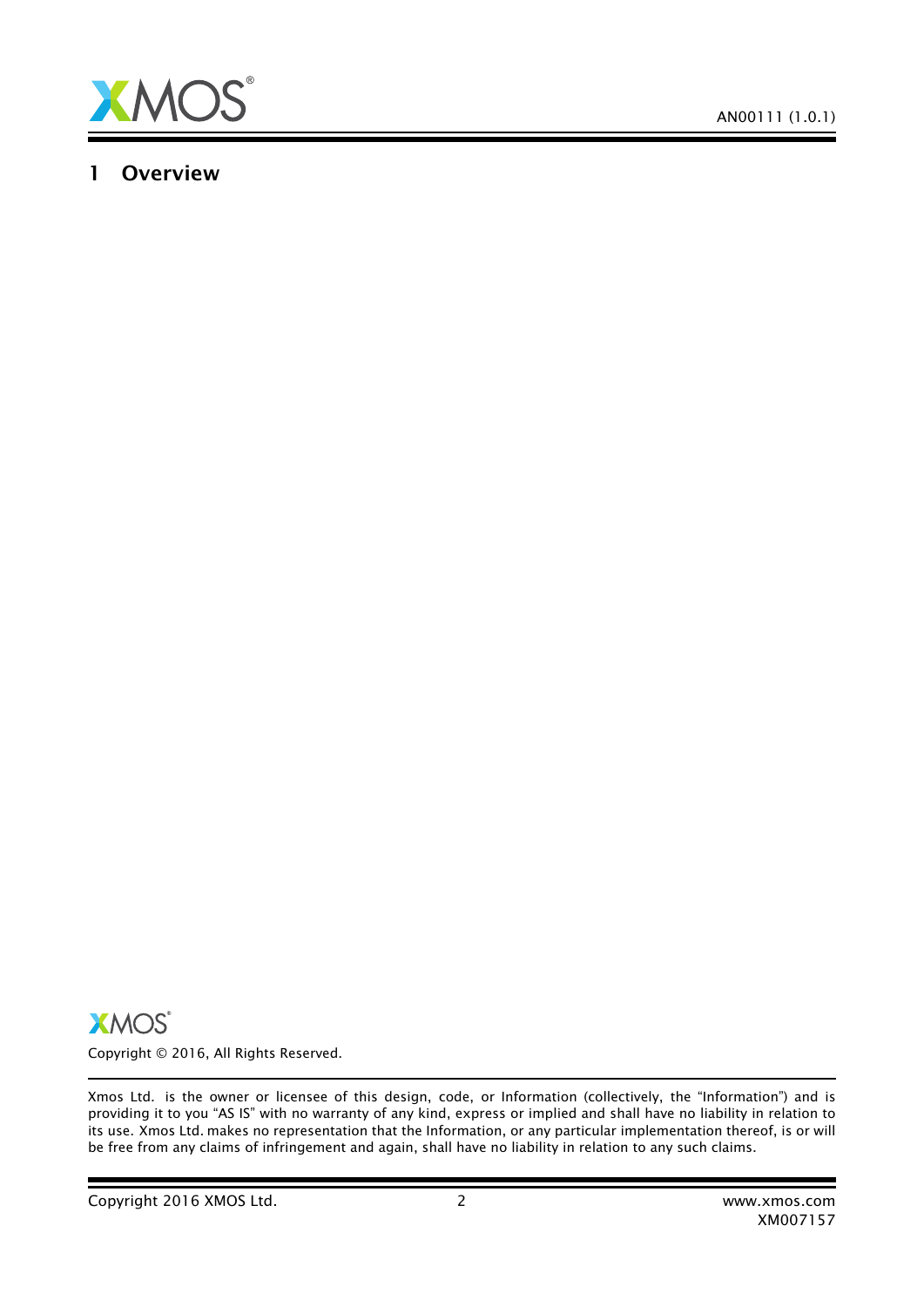# 1 Overview

Copyright © 2016, All Rights Reserved.

Xmos Ltd. is the owner or licensee of this design, code, or Information (collectively, the "Information") and is providing it to you "AS IS" with no warranty of any kind, express or implied and shall have no liability in relation to its use. Xmos Ltd. makes no representation that the Information, or any particular implementation thereof, is or will be free from any claims of infringement and again, shall have no liability in relation to any such claims.